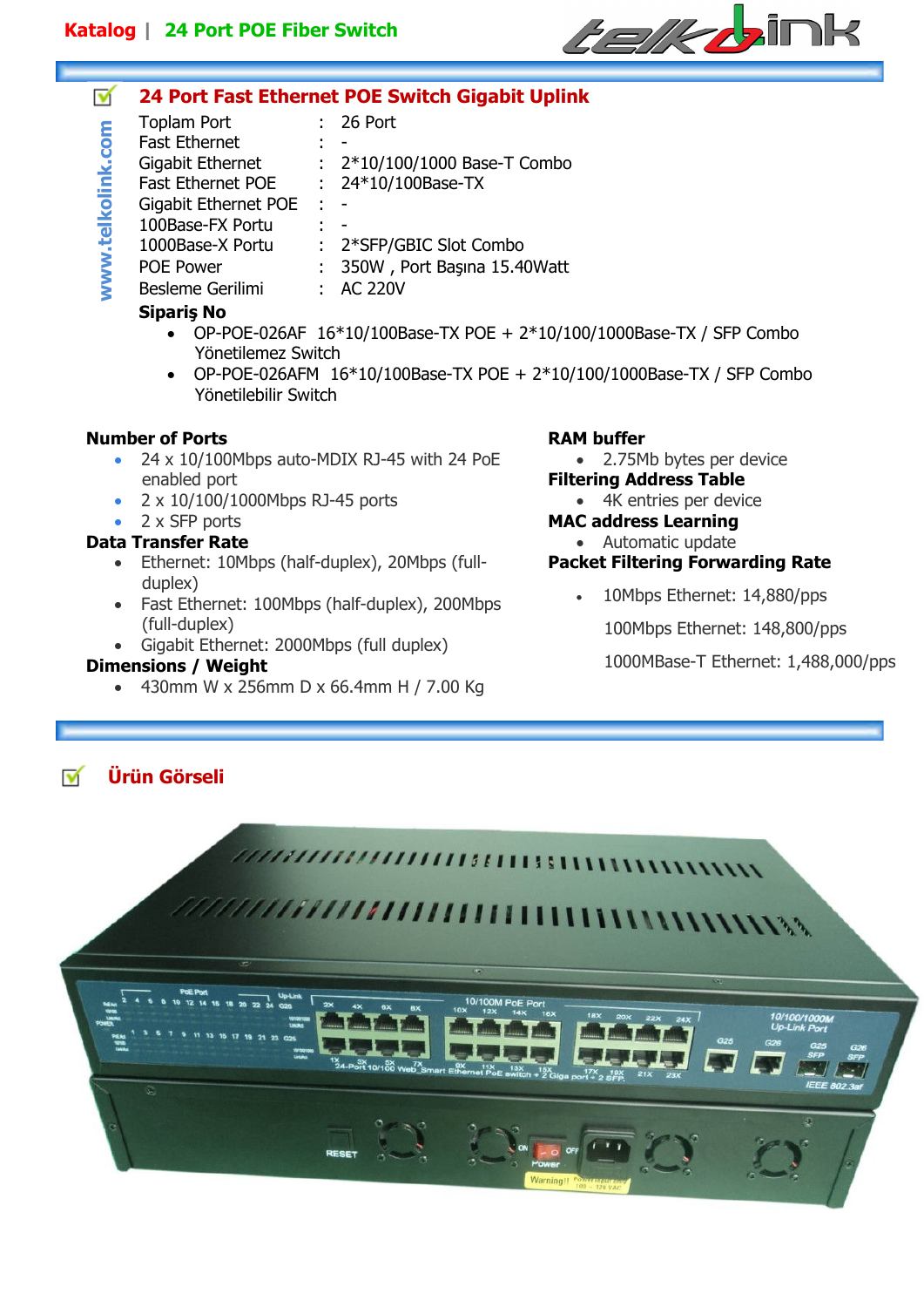## 24 Port Fast Ethernet POE Switch Gigabit Uplink

| | | |
|---|---|---|
| Toplam Port | : | 26 Port |
| Fast Ethernet | : | - |
| Gigabit Ethernet | : | 2*10/100/1000 Base-T Combo |
| Fast Ethernet POE | : | 24*10/100Base-TX |
| Gigabit Ethernet POE | : | - |
| 100Base-FX Portu | : | - |
| 1000Base-X Portu | : | 2*SFP/GBIC Slot Combo |
| POE Power | : | 350W , Port Başına 15.40Watt |
| Besleme Gerilimi | : | AC 220V |

**Sipariş No**

- OP-POE-026AF 16*10/100Base-TX POE + 2*10/100/1000Base-TX / SFP Combo Yönetilemez Switch
- OP-POE-026AFM 16*10/100Base-TX POE + 2*10/100/1000Base-TX / SFP Combo Yönetilebilir Switch

**Number of Ports**

- 24 x 10/100Mbps auto-MDIX RJ-45 with 24 PoE enabled port
- 2 x 10/100/1000Mbps RJ-45 ports
- 2 x SFP ports

**Data Transfer Rate**

- Ethernet: 10Mbps (half-duplex), 20Mbps (full-duplex)
- Fast Ethernet: 100Mbps (half-duplex), 200Mbps (full-duplex)
- Gigabit Ethernet: 2000Mbps (full duplex)

**Dimensions / Weight**

- 430mm W x 256mm D x 66.4mm H / 7.00 Kg

**RAM buffer**

- 2.75Mb bytes per device

**Filtering Address Table**

- 4K entries per device

**MAC address Learning**

- Automatic update

**Packet Filtering Forwarding Rate**

- 10Mbps Ethernet: 14,880/pps
  
  100Mbps Ethernet: 148,800/pps
  
  1000MBase-T Ethernet: 1,488,000/pps

## Ürün Görseli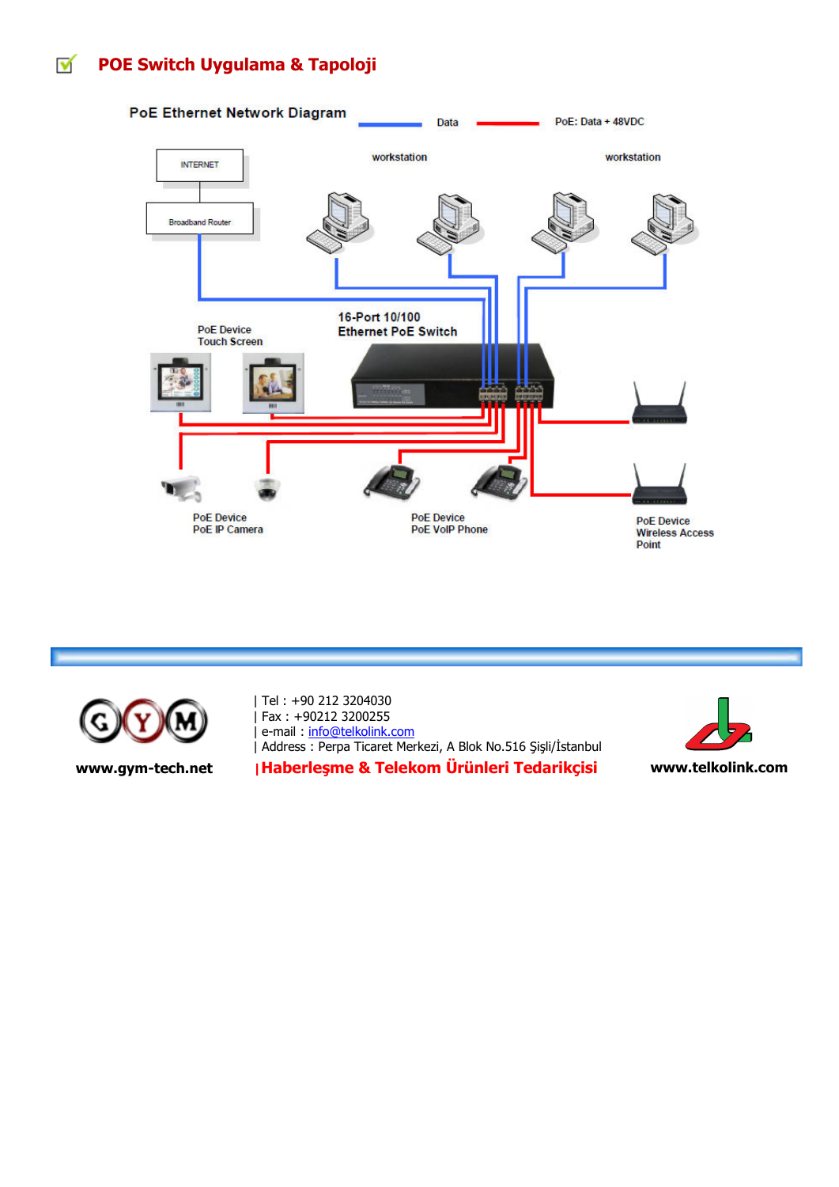## POE Switch Uygulama & Tapoloji

PoE Ethernet Network Diagram

Data

PoE: Data + 48VDC

INTERNET

Broadband Router

workstation

workstation

16-Port 10/100
Ethernet PoE Switch

PoE Device
Touch Screen

PoE Device
PoE IP Camera

PoE Device
PoE VoIP Phone

PoE Device
Wireless Access
Point

www.gym-tech.net

| Tel : +90 212 3204030
| Fax : +90212 3200255
| e-mail : info@telkolink.com
| Address : Perpa Ticaret Merkezi, A Blok No.516 Şişli/İstanbul

**| Haberleşme & Telekom Ürünleri Tedarikçisi**

**www.telkolink.com**